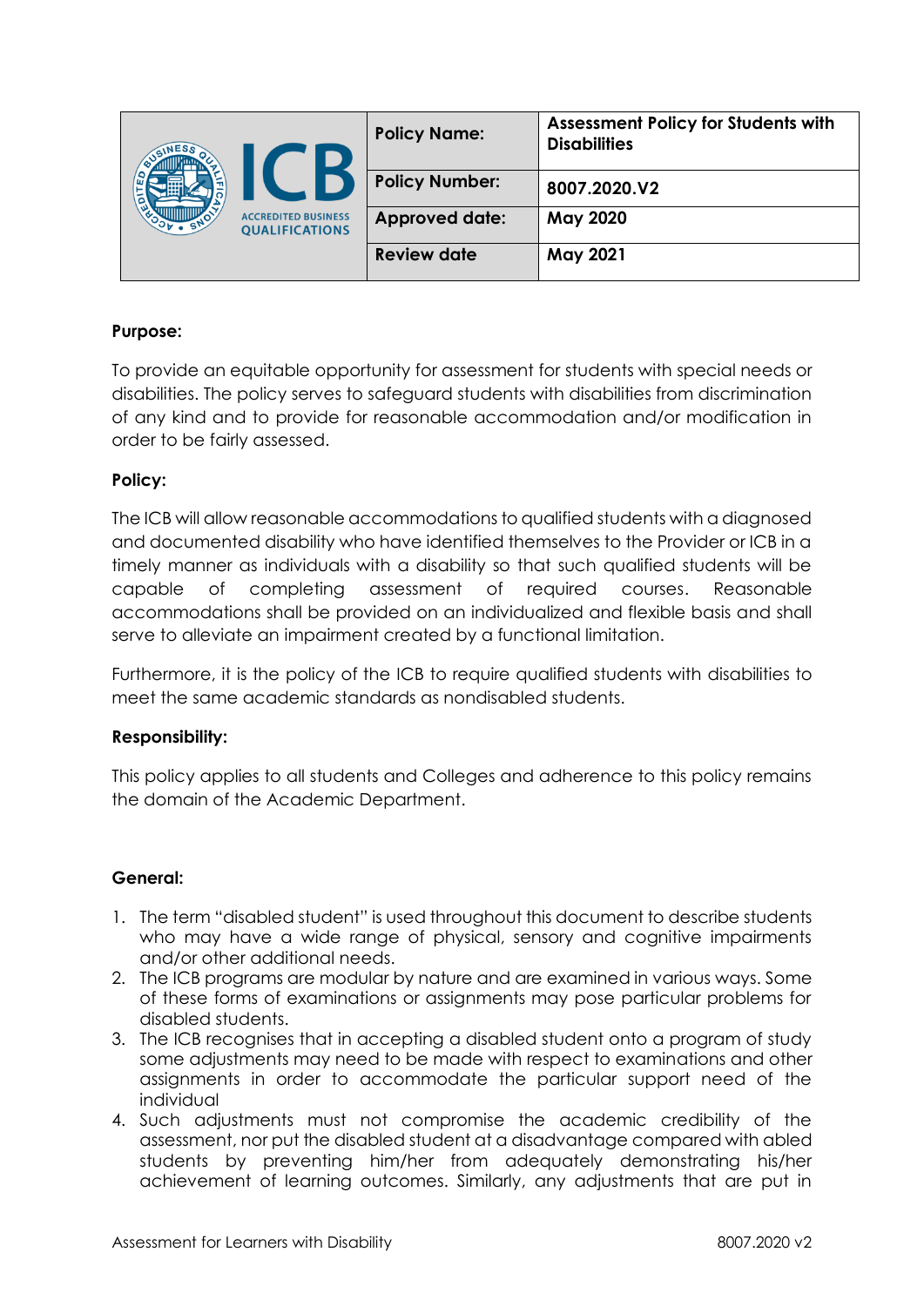| ICB ACCREDITED BUSINESS QUALIFICATIONS | Policy Name: | **Assessment Policy for Students with Disabilities** |
|---|---|---|
| | **Policy Number:** | **8007.2020.V2** |
| | **Approved date:** | **May 2020** |
| | **Review date** | **May 2021** |

**Purpose:**

To provide an equitable opportunity for assessment for students with special needs or disabilities. The policy serves to safeguard students with disabilities from discrimination of any kind and to provide for reasonable accommodation and/or modification in order to be fairly assessed.

**Policy:**

The ICB will allow reasonable accommodations to qualified students with a diagnosed and documented disability who have identified themselves to the Provider or ICB in a timely manner as individuals with a disability so that such qualified students will be capable of completing assessment of required courses. Reasonable accommodations shall be provided on an individualized and flexible basis and shall serve to alleviate an impairment created by a functional limitation.

Furthermore, it is the policy of the ICB to require qualified students with disabilities to meet the same academic standards as nondisabled students.

**Responsibility:**

This policy applies to all students and Colleges and adherence to this policy remains the domain of the Academic Department.

**General:**

1. The term "disabled student" is used throughout this document to describe students who may have a wide range of physical, sensory and cognitive impairments and/or other additional needs.
2. The ICB programs are modular by nature and are examined in various ways. Some of these forms of examinations or assignments may pose particular problems for disabled students.
3. The ICB recognises that in accepting a disabled student onto a program of study some adjustments may need to be made with respect to examinations and other assignments in order to accommodate the particular support need of the individual
4. Such adjustments must not compromise the academic credibility of the assessment, nor put the disabled student at a disadvantage compared with abled students by preventing him/her from adequately demonstrating his/her achievement of learning outcomes. Similarly, any adjustments that are put in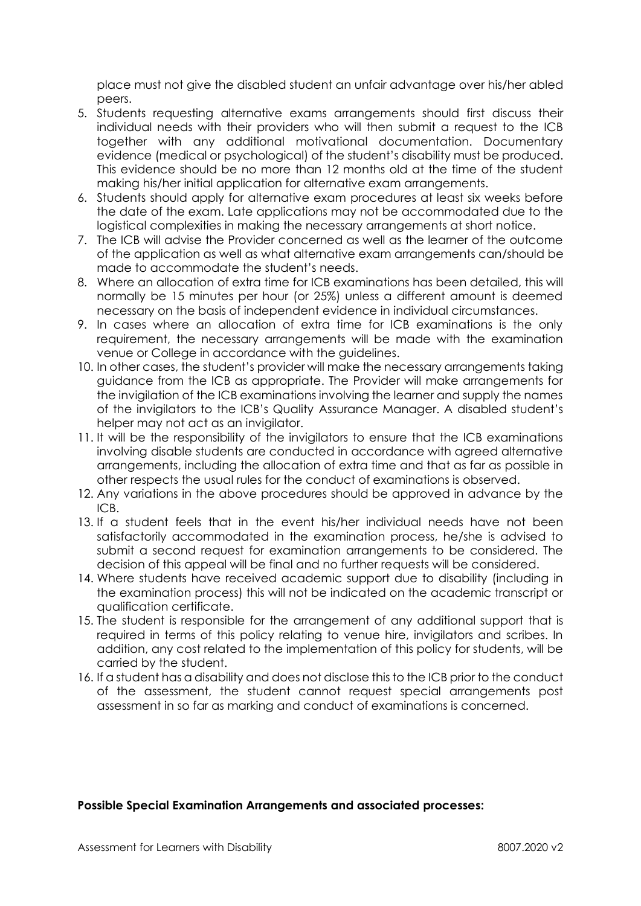place must not give the disabled student an unfair advantage over his/her abled peers.

5. Students requesting alternative exams arrangements should first discuss their individual needs with their providers who will then submit a request to the ICB together with any additional motivational documentation. Documentary evidence (medical or psychological) of the student's disability must be produced. This evidence should be no more than 12 months old at the time of the student making his/her initial application for alternative exam arrangements.
6. Students should apply for alternative exam procedures at least six weeks before the date of the exam. Late applications may not be accommodated due to the logistical complexities in making the necessary arrangements at short notice.
7. The ICB will advise the Provider concerned as well as the learner of the outcome of the application as well as what alternative exam arrangements can/should be made to accommodate the student's needs.
8. Where an allocation of extra time for ICB examinations has been detailed, this will normally be 15 minutes per hour (or 25%) unless a different amount is deemed necessary on the basis of independent evidence in individual circumstances.
9. In cases where an allocation of extra time for ICB examinations is the only requirement, the necessary arrangements will be made with the examination venue or College in accordance with the guidelines.
10. In other cases, the student's provider will make the necessary arrangements taking guidance from the ICB as appropriate. The Provider will make arrangements for the invigilation of the ICB examinations involving the learner and supply the names of the invigilators to the ICB's Quality Assurance Manager. A disabled student's helper may not act as an invigilator.
11. It will be the responsibility of the invigilators to ensure that the ICB examinations involving disable students are conducted in accordance with agreed alternative arrangements, including the allocation of extra time and that as far as possible in other respects the usual rules for the conduct of examinations is observed.
12. Any variations in the above procedures should be approved in advance by the ICB.
13. If a student feels that in the event his/her individual needs have not been satisfactorily accommodated in the examination process, he/she is advised to submit a second request for examination arrangements to be considered. The decision of this appeal will be final and no further requests will be considered.
14. Where students have received academic support due to disability (including in the examination process) this will not be indicated on the academic transcript or qualification certificate.
15. The student is responsible for the arrangement of any additional support that is required in terms of this policy relating to venue hire, invigilators and scribes. In addition, any cost related to the implementation of this policy for students, will be carried by the student.
16. If a student has a disability and does not disclose this to the ICB prior to the conduct of the assessment, the student cannot request special arrangements post assessment in so far as marking and conduct of examinations is concerned.

**Possible Special Examination Arrangements and associated processes:**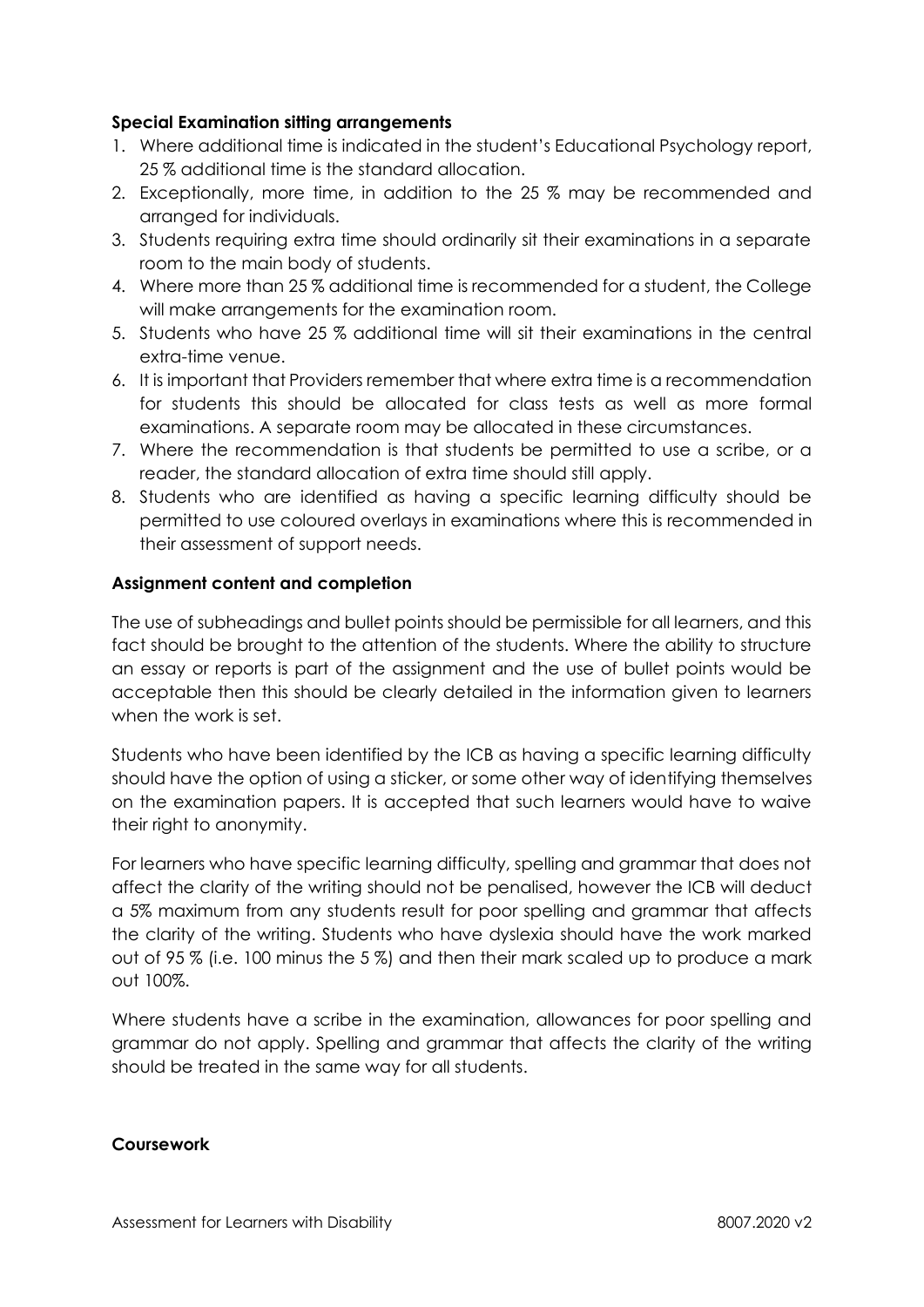**Special Examination sitting arrangements**

1. Where additional time is indicated in the student's Educational Psychology report, 25 % additional time is the standard allocation.
2. Exceptionally, more time, in addition to the 25 % may be recommended and arranged for individuals.
3. Students requiring extra time should ordinarily sit their examinations in a separate room to the main body of students.
4. Where more than 25 % additional time is recommended for a student, the College will make arrangements for the examination room.
5. Students who have 25 % additional time will sit their examinations in the central extra-time venue.
6. It is important that Providers remember that where extra time is a recommendation for students this should be allocated for class tests as well as more formal examinations. A separate room may be allocated in these circumstances.
7. Where the recommendation is that students be permitted to use a scribe, or a reader, the standard allocation of extra time should still apply.
8. Students who are identified as having a specific learning difficulty should be permitted to use coloured overlays in examinations where this is recommended in their assessment of support needs.

**Assignment content and completion**

The use of subheadings and bullet points should be permissible for all learners, and this fact should be brought to the attention of the students. Where the ability to structure an essay or reports is part of the assignment and the use of bullet points would be acceptable then this should be clearly detailed in the information given to learners when the work is set.

Students who have been identified by the ICB as having a specific learning difficulty should have the option of using a sticker, or some other way of identifying themselves on the examination papers. It is accepted that such learners would have to waive their right to anonymity.

For learners who have specific learning difficulty, spelling and grammar that does not affect the clarity of the writing should not be penalised, however the ICB will deduct a 5% maximum from any students result for poor spelling and grammar that affects the clarity of the writing. Students who have dyslexia should have the work marked out of 95 % (i.e. 100 minus the 5 %) and then their mark scaled up to produce a mark out 100%.

Where students have a scribe in the examination, allowances for poor spelling and grammar do not apply. Spelling and grammar that affects the clarity of the writing should be treated in the same way for all students.

**Coursework**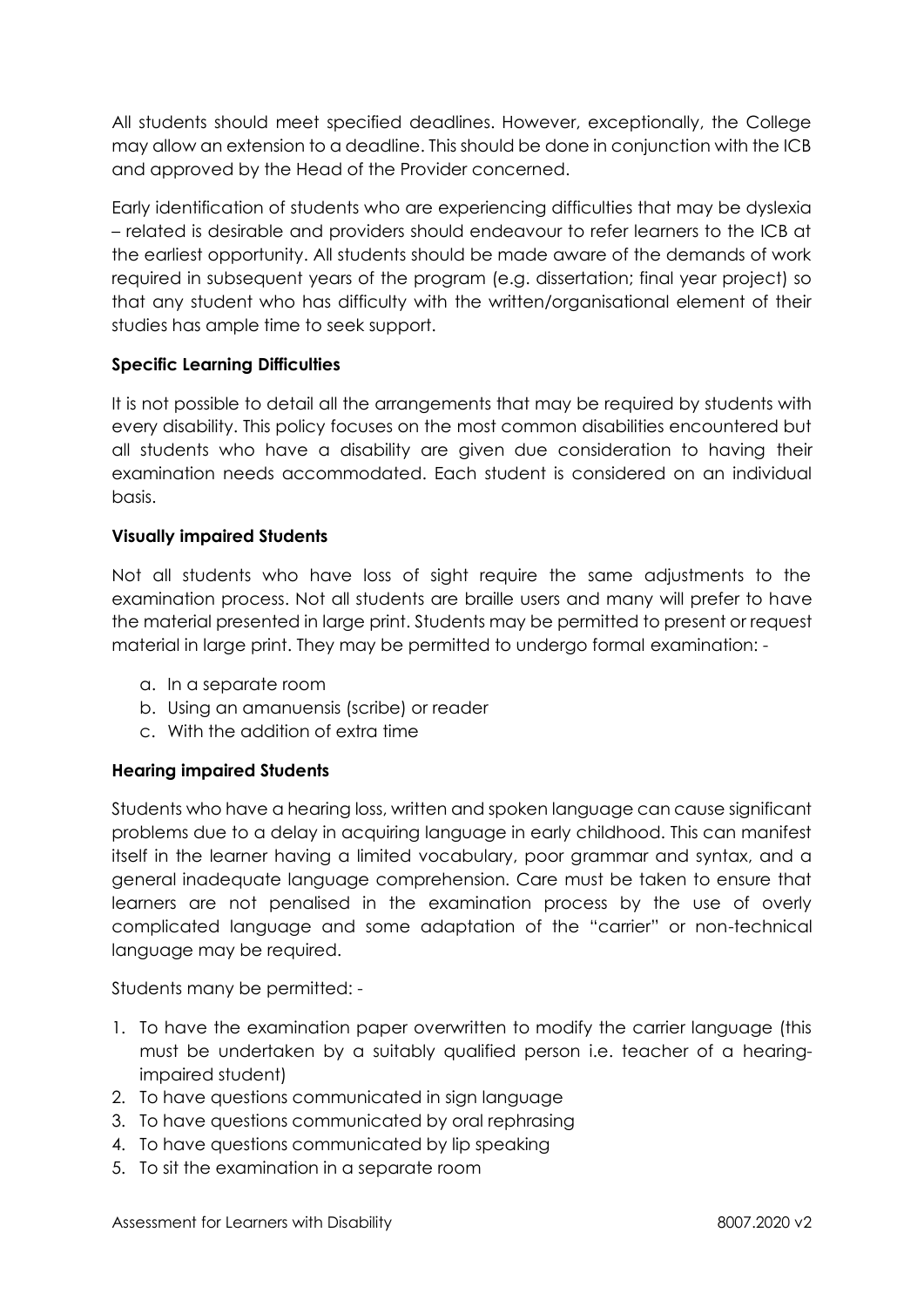All students should meet specified deadlines. However, exceptionally, the College may allow an extension to a deadline. This should be done in conjunction with the ICB and approved by the Head of the Provider concerned.

Early identification of students who are experiencing difficulties that may be dyslexia – related is desirable and providers should endeavour to refer learners to the ICB at the earliest opportunity. All students should be made aware of the demands of work required in subsequent years of the program (e.g. dissertation; final year project) so that any student who has difficulty with the written/organisational element of their studies has ample time to seek support.

**Specific Learning Difficulties**

It is not possible to detail all the arrangements that may be required by students with every disability. This policy focuses on the most common disabilities encountered but all students who have a disability are given due consideration to having their examination needs accommodated. Each student is considered on an individual basis.

**Visually impaired Students**

Not all students who have loss of sight require the same adjustments to the examination process. Not all students are braille users and many will prefer to have the material presented in large print. Students may be permitted to present or request material in large print. They may be permitted to undergo formal examination: -

a. In a separate room
b. Using an amanuensis (scribe) or reader
c. With the addition of extra time

**Hearing impaired Students**

Students who have a hearing loss, written and spoken language can cause significant problems due to a delay in acquiring language in early childhood. This can manifest itself in the learner having a limited vocabulary, poor grammar and syntax, and a general inadequate language comprehension. Care must be taken to ensure that learners are not penalised in the examination process by the use of overly complicated language and some adaptation of the "carrier" or non-technical language may be required.

Students many be permitted: -

1. To have the examination paper overwritten to modify the carrier language (this must be undertaken by a suitably qualified person i.e. teacher of a hearing-impaired student)
2. To have questions communicated in sign language
3. To have questions communicated by oral rephrasing
4. To have questions communicated by lip speaking
5. To sit the examination in a separate room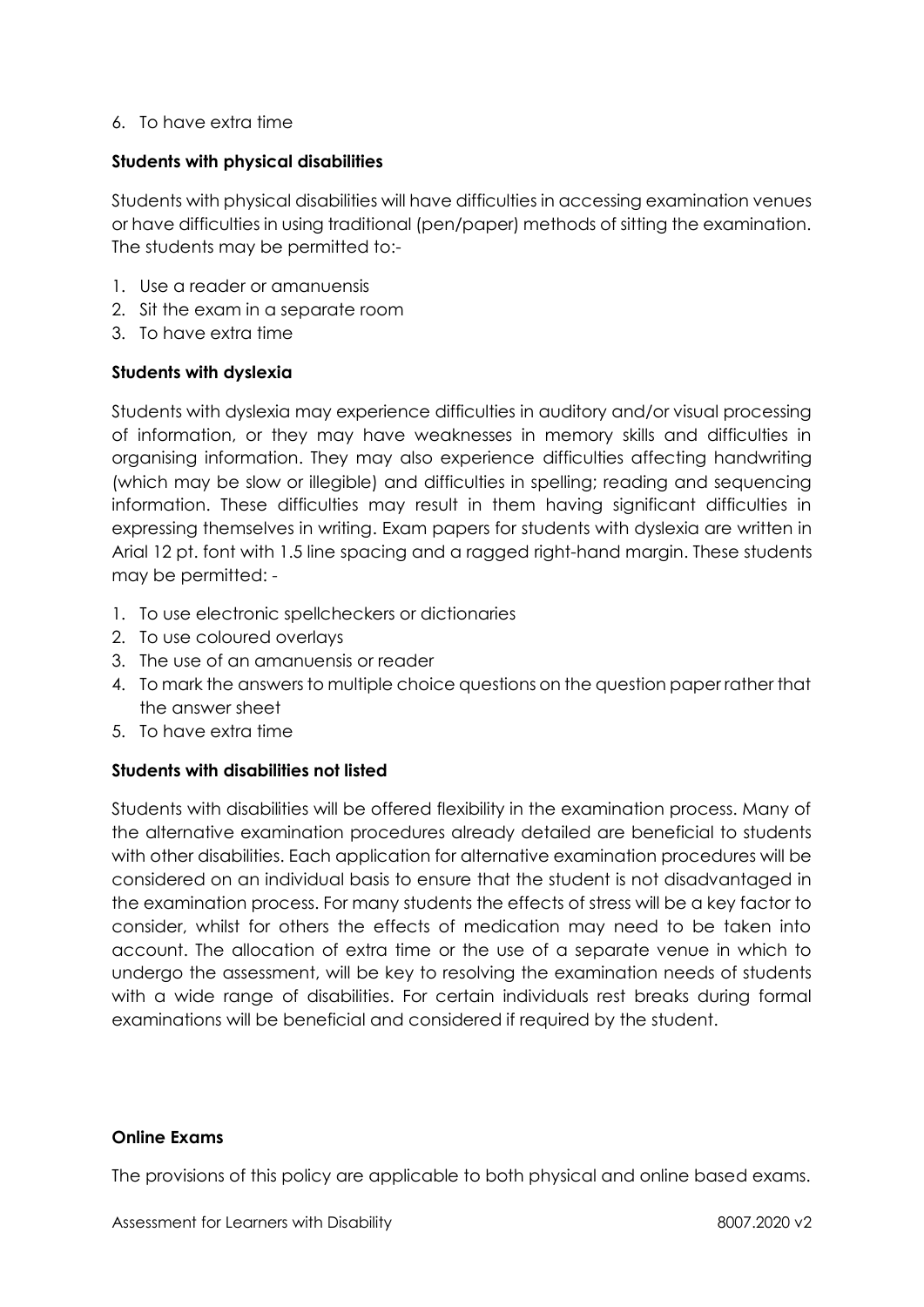6. To have extra time

**Students with physical disabilities**

Students with physical disabilities will have difficulties in accessing examination venues or have difficulties in using traditional (pen/paper) methods of sitting the examination. The students may be permitted to:-

1. Use a reader or amanuensis
2. Sit the exam in a separate room
3. To have extra time

**Students with dyslexia**

Students with dyslexia may experience difficulties in auditory and/or visual processing of information, or they may have weaknesses in memory skills and difficulties in organising information. They may also experience difficulties affecting handwriting (which may be slow or illegible) and difficulties in spelling; reading and sequencing information. These difficulties may result in them having significant difficulties in expressing themselves in writing. Exam papers for students with dyslexia are written in Arial 12 pt. font with 1.5 line spacing and a ragged right-hand margin. These students may be permitted: -

1. To use electronic spellcheckers or dictionaries
2. To use coloured overlays
3. The use of an amanuensis or reader
4. To mark the answers to multiple choice questions on the question paper rather that the answer sheet
5. To have extra time

**Students with disabilities not listed**

Students with disabilities will be offered flexibility in the examination process. Many of the alternative examination procedures already detailed are beneficial to students with other disabilities. Each application for alternative examination procedures will be considered on an individual basis to ensure that the student is not disadvantaged in the examination process. For many students the effects of stress will be a key factor to consider, whilst for others the effects of medication may need to be taken into account. The allocation of extra time or the use of a separate venue in which to undergo the assessment, will be key to resolving the examination needs of students with a wide range of disabilities. For certain individuals rest breaks during formal examinations will be beneficial and considered if required by the student.

**Online Exams**

The provisions of this policy are applicable to both physical and online based exams.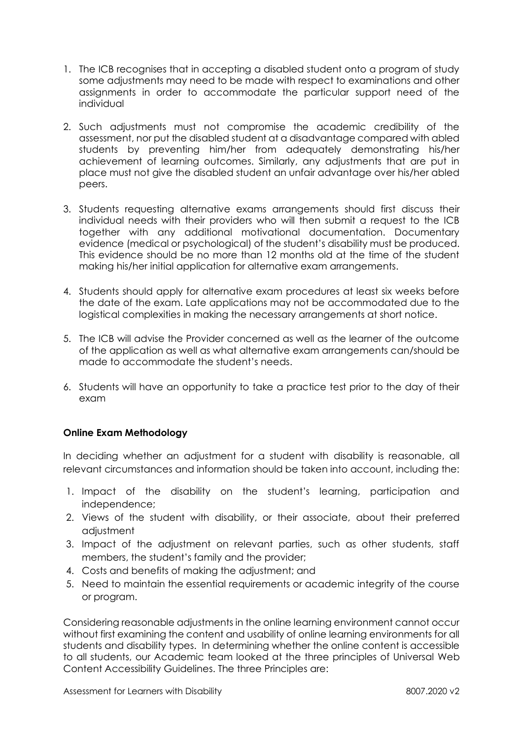1. The ICB recognises that in accepting a disabled student onto a program of study some adjustments may need to be made with respect to examinations and other assignments in order to accommodate the particular support need of the individual

2. Such adjustments must not compromise the academic credibility of the assessment, nor put the disabled student at a disadvantage compared with abled students by preventing him/her from adequately demonstrating his/her achievement of learning outcomes. Similarly, any adjustments that are put in place must not give the disabled student an unfair advantage over his/her abled peers.

3. Students requesting alternative exams arrangements should first discuss their individual needs with their providers who will then submit a request to the ICB together with any additional motivational documentation. Documentary evidence (medical or psychological) of the student's disability must be produced. This evidence should be no more than 12 months old at the time of the student making his/her initial application for alternative exam arrangements.

4. Students should apply for alternative exam procedures at least six weeks before the date of the exam. Late applications may not be accommodated due to the logistical complexities in making the necessary arrangements at short notice.

5. The ICB will advise the Provider concerned as well as the learner of the outcome of the application as well as what alternative exam arrangements can/should be made to accommodate the student's needs.

6. Students will have an opportunity to take a practice test prior to the day of their exam

**Online Exam Methodology**

In deciding whether an adjustment for a student with disability is reasonable, all relevant circumstances and information should be taken into account, including the:

1. Impact of the disability on the student's learning, participation and independence;
2. Views of the student with disability, or their associate, about their preferred adjustment
3. Impact of the adjustment on relevant parties, such as other students, staff members, the student's family and the provider;
4. Costs and benefits of making the adjustment; and
5. Need to maintain the essential requirements or academic integrity of the course or program.

Considering reasonable adjustments in the online learning environment cannot occur without first examining the content and usability of online learning environments for all students and disability types. In determining whether the online content is accessible to all students, our Academic team looked at the three principles of Universal Web Content Accessibility Guidelines. The three Principles are: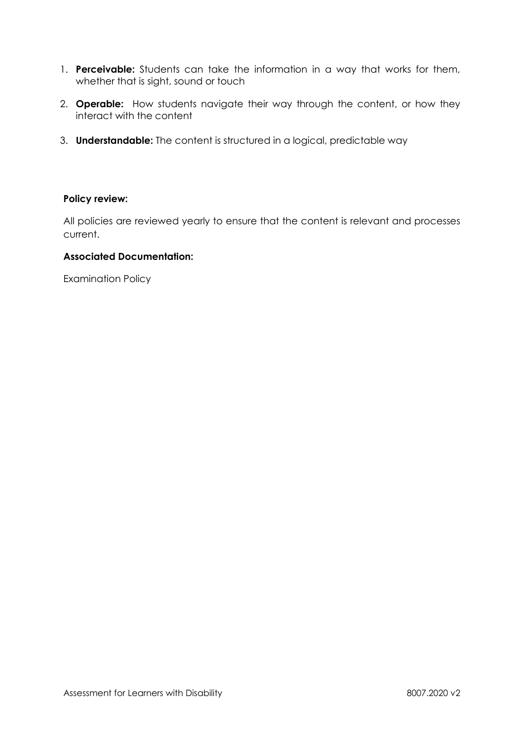1. **Perceivable:** Students can take the information in a way that works for them, whether that is sight, sound or touch
2. **Operable:** How students navigate their way through the content, or how they interact with the content
3. **Understandable:** The content is structured in a logical, predictable way

**Policy review:**

All policies are reviewed yearly to ensure that the content is relevant and processes current.

**Associated Documentation:**

Examination Policy